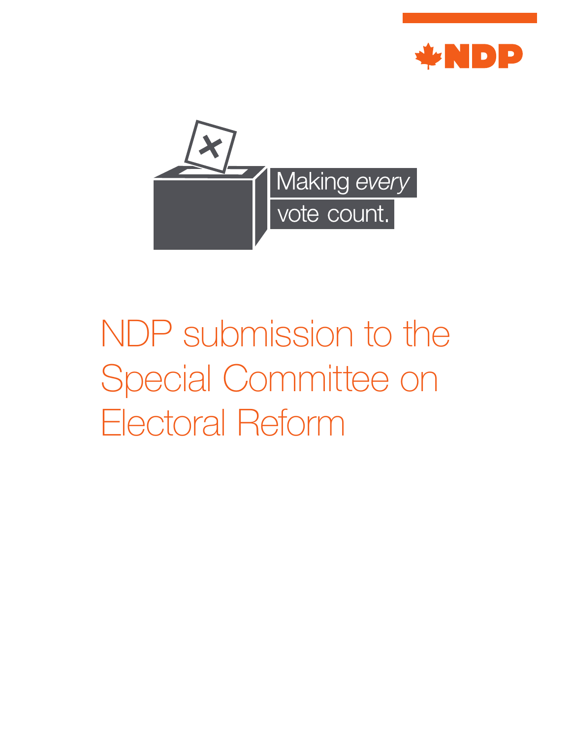NDP

Making *every* vote count.

# NDP submission to the Special Committee on Electoral Reform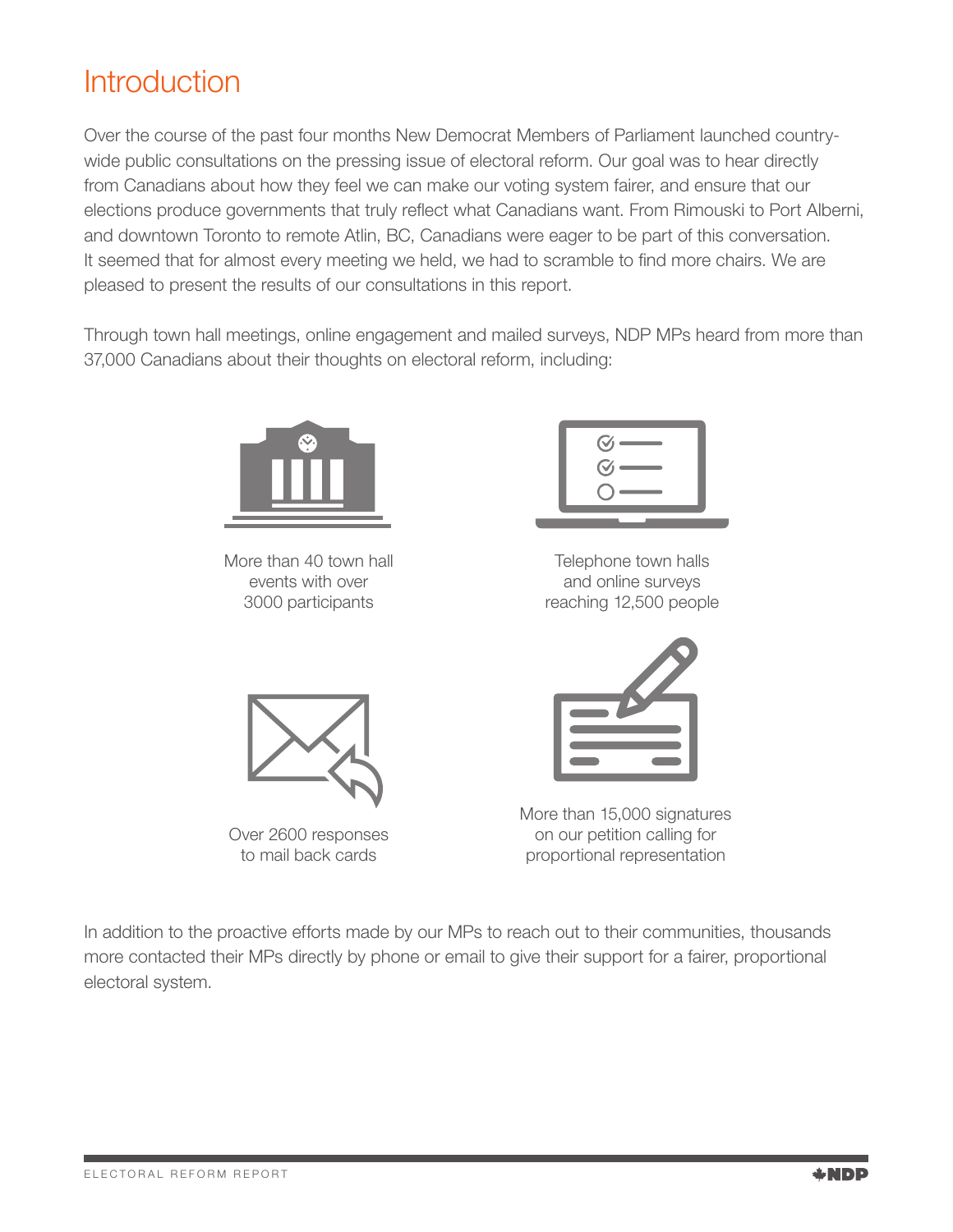# Introduction

Over the course of the past four months New Democrat Members of Parliament launched country-wide public consultations on the pressing issue of electoral reform. Our goal was to hear directly from Canadians about how they feel we can make our voting system fairer, and ensure that our elections produce governments that truly reflect what Canadians want. From Rimouski to Port Alberni, and downtown Toronto to remote Atlin, BC, Canadians were eager to be part of this conversation. It seemed that for almost every meeting we held, we had to scramble to find more chairs. We are pleased to present the results of our consultations in this report.

Through town hall meetings, online engagement and mailed surveys, NDP MPs heard from more than 37,000 Canadians about their thoughts on electoral reform, including:

More than 40 town hall events with over 3000 participants

Telephone town halls and online surveys reaching 12,500 people

Over 2600 responses to mail back cards

More than 15,000 signatures on our petition calling for proportional representation

In addition to the proactive efforts made by our MPs to reach out to their communities, thousands more contacted their MPs directly by phone or email to give their support for a fairer, proportional electoral system.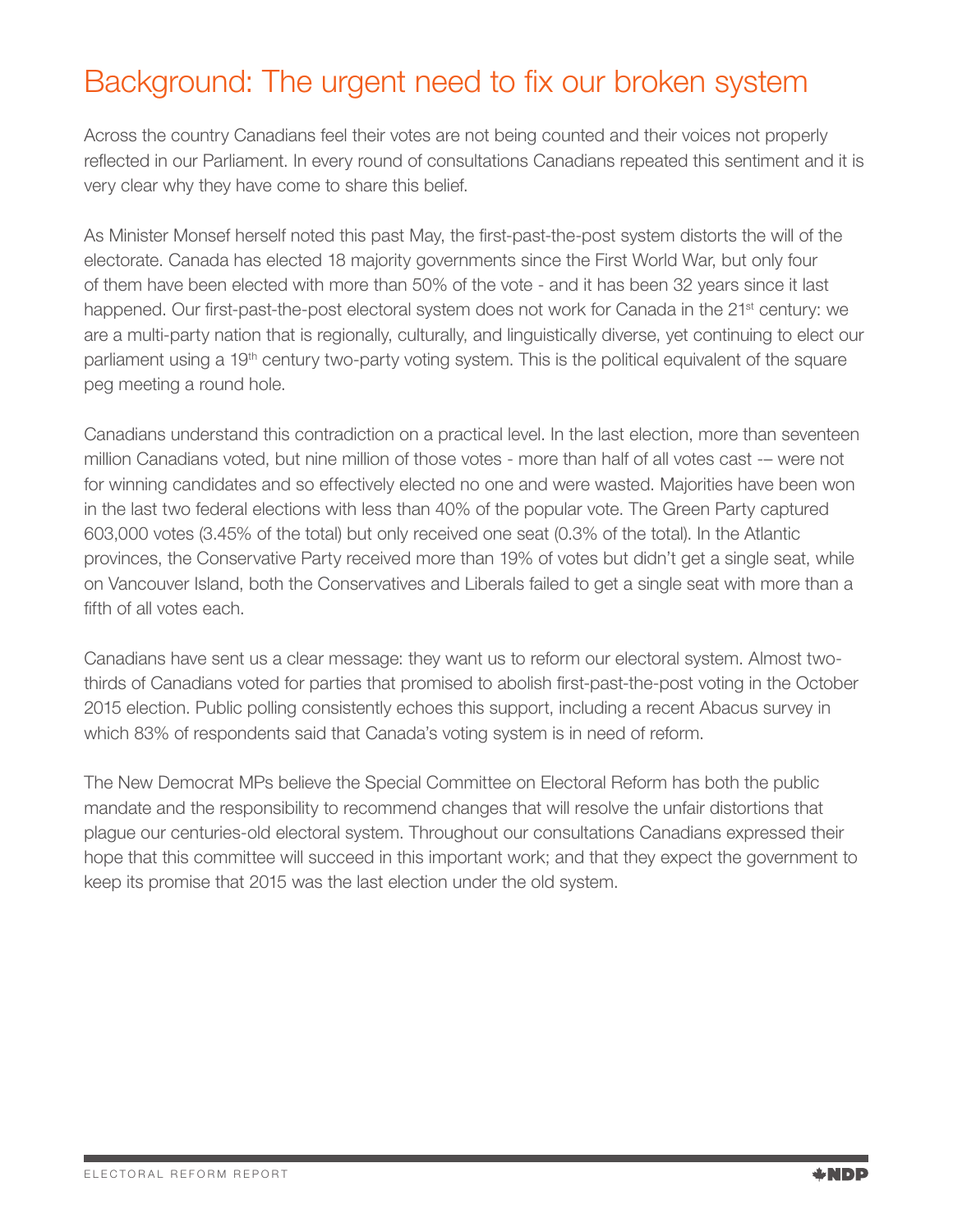# Background: The urgent need to fix our broken system

Across the country Canadians feel their votes are not being counted and their voices not properly reflected in our Parliament. In every round of consultations Canadians repeated this sentiment and it is very clear why they have come to share this belief.

As Minister Monsef herself noted this past May, the first-past-the-post system distorts the will of the electorate. Canada has elected 18 majority governments since the First World War, but only four of them have been elected with more than 50% of the vote - and it has been 32 years since it last happened. Our first-past-the-post electoral system does not work for Canada in the 21st century: we are a multi-party nation that is regionally, culturally, and linguistically diverse, yet continuing to elect our parliament using a 19th century two-party voting system. This is the political equivalent of the square peg meeting a round hole.

Canadians understand this contradiction on a practical level. In the last election, more than seventeen million Canadians voted, but nine million of those votes - more than half of all votes cast -– were not for winning candidates and so effectively elected no one and were wasted. Majorities have been won in the last two federal elections with less than 40% of the popular vote. The Green Party captured 603,000 votes (3.45% of the total) but only received one seat (0.3% of the total). In the Atlantic provinces, the Conservative Party received more than 19% of votes but didn't get a single seat, while on Vancouver Island, both the Conservatives and Liberals failed to get a single seat with more than a fifth of all votes each.

Canadians have sent us a clear message: they want us to reform our electoral system. Almost two-thirds of Canadians voted for parties that promised to abolish first-past-the-post voting in the October 2015 election. Public polling consistently echoes this support, including a recent Abacus survey in which 83% of respondents said that Canada's voting system is in need of reform.

The New Democrat MPs believe the Special Committee on Electoral Reform has both the public mandate and the responsibility to recommend changes that will resolve the unfair distortions that plague our centuries-old electoral system. Throughout our consultations Canadians expressed their hope that this committee will succeed in this important work; and that they expect the government to keep its promise that 2015 was the last election under the old system.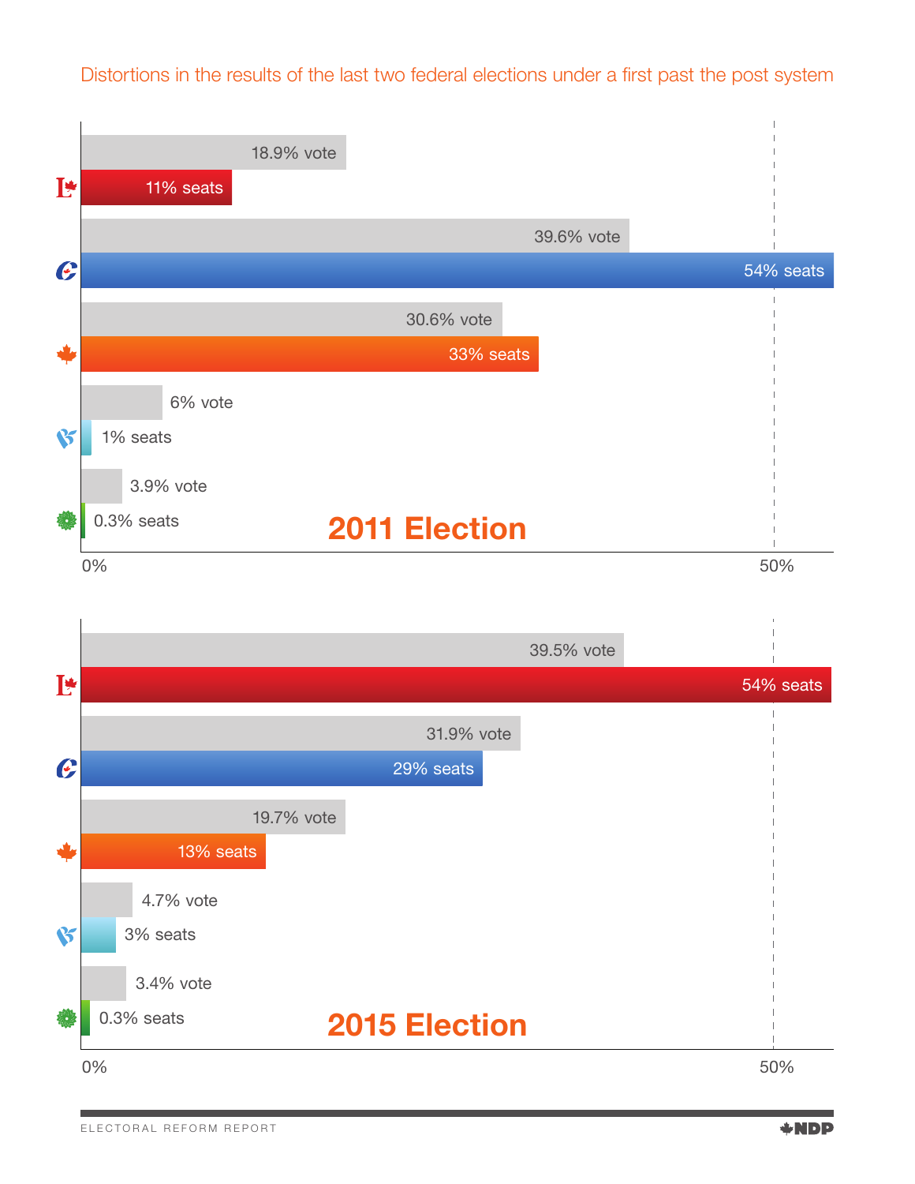Distortions in the results of the last two federal elections under a first past the post system

## 2011 Election

| Party | Vote | Seats |
|---|---|---|
| Liberal | 18.9% vote | 11% seats |
| Conservative | 39.6% vote | 54% seats |
| NDP | 30.6% vote | 33% seats |
| Bloc Québécois | 6% vote | 1% seats |
| Green | 3.9% vote | 0.3% seats |

## 2015 Election

| Party | Vote | Seats |
|---|---|---|
| Liberal | 39.5% vote | 54% seats |
| Conservative | 31.9% vote | 29% seats |
| NDP | 19.7% vote | 13% seats |
| Bloc Québécois | 4.7% vote | 3% seats |
| Green | 3.4% vote | 0.3% seats |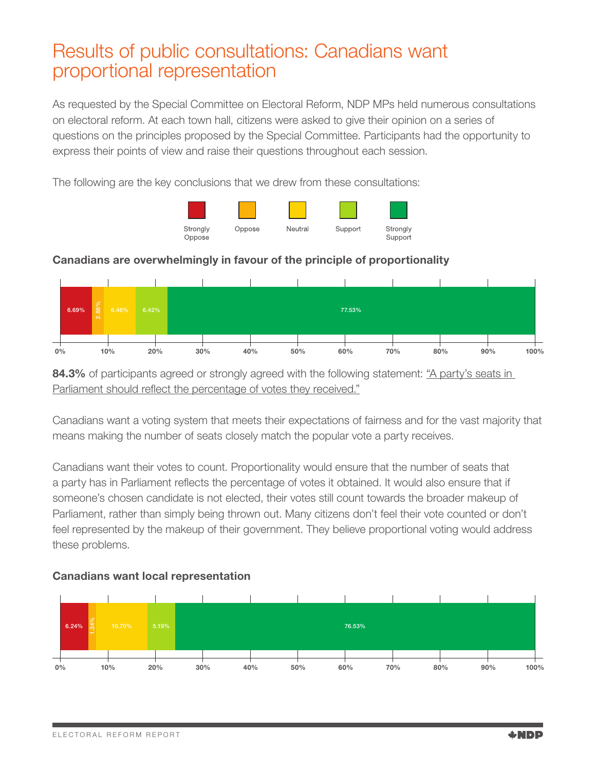# Results of public consultations: Canadians want proportional representation

As requested by the Special Committee on Electoral Reform, NDP MPs held numerous consultations on electoral reform. At each town hall, citizens were asked to give their opinion on a series of questions on the principles proposed by the Special Committee. Participants had the opportunity to express their points of view and raise their questions throughout each session.

The following are the key conclusions that we drew from these consultations:

### Canadians are overwhelmingly in favour of the principle of proportionality

| Strongly Oppose | Oppose | Neutral | Support | Strongly Support |
|---|---|---|---|---|
| 6.69% | 2.88% | 6.48% | 6.42% | 77.53% |

**84.3%** of participants agreed or strongly agreed with the following statement: "A party's seats in Parliament should reflect the percentage of votes they received."

Canadians want a voting system that meets their expectations of fairness and for the vast majority that means making the number of seats closely match the popular vote a party receives.

Canadians want their votes to count. Proportionality would ensure that the number of seats that a party has in Parliament reflects the percentage of votes it obtained. It would also ensure that if someone's chosen candidate is not elected, their votes still count towards the broader makeup of Parliament, rather than simply being thrown out. Many citizens don't feel their vote counted or don't feel represented by the makeup of their government. They believe proportional voting would address these problems.

### Canadians want local representation

| Strongly Oppose | Oppose | Neutral | Support | Strongly Support |
|---|---|---|---|---|
| 6.24% | 1.34% | 10.70% | 5.19% | 76.53% |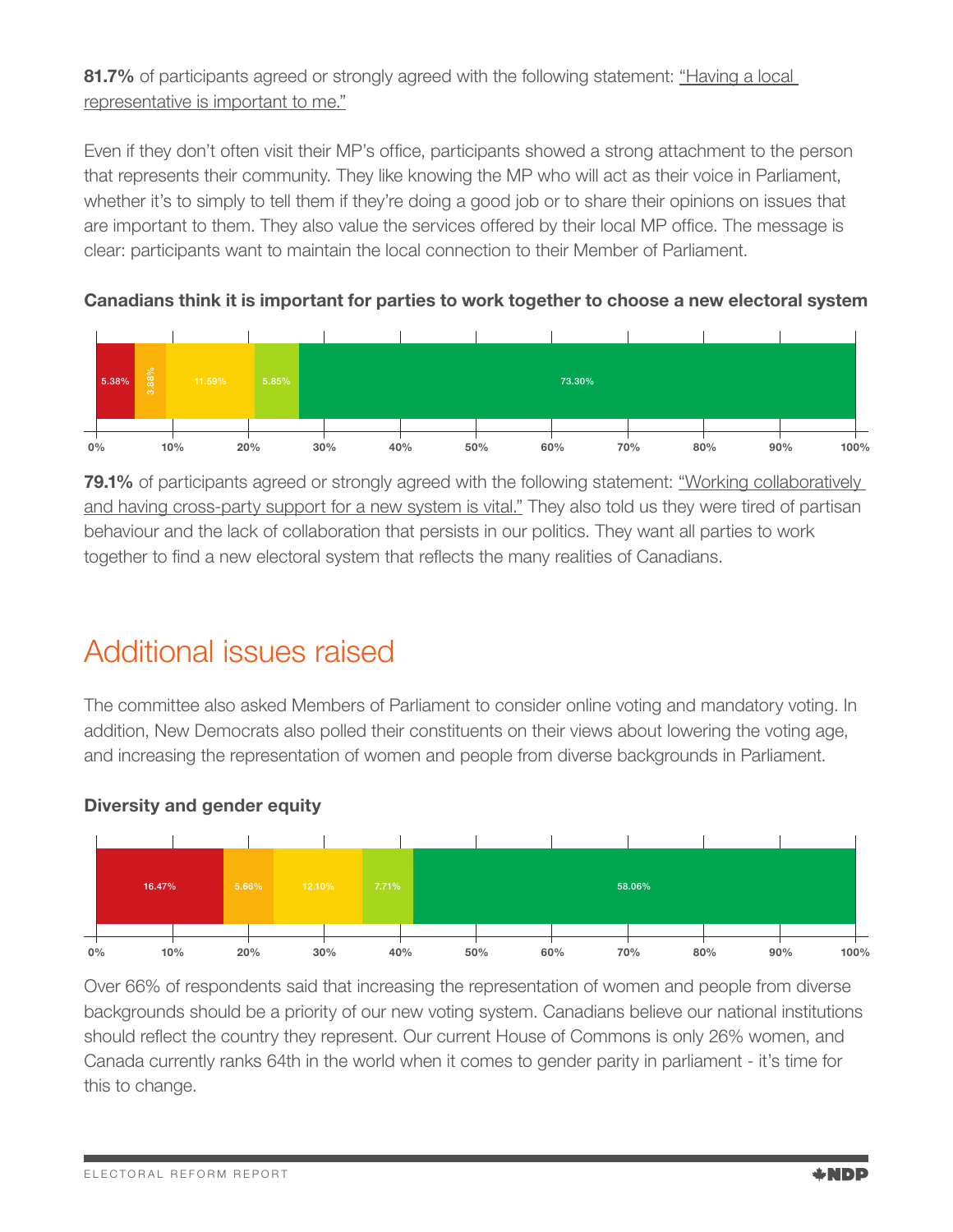**81.7%** of participants agreed or strongly agreed with the following statement: "Having a local representative is important to me."

Even if they don't often visit their MP's office, participants showed a strong attachment to the person that represents their community. They like knowing the MP who will act as their voice in Parliament, whether it's to simply to tell them if they're doing a good job or to share their opinions on issues that are important to them. They also value the services offered by their local MP office. The message is clear: participants want to maintain the local connection to their Member of Parliament.

**Canadians think it is important for parties to work together to choose a new electoral system**

| 5.38% | 3.88% | 11.59% | 5.85% | 73.30% |
|---|---|---|---|---|

**79.1%** of participants agreed or strongly agreed with the following statement: "Working collaboratively and having cross-party support for a new system is vital." They also told us they were tired of partisan behaviour and the lack of collaboration that persists in our politics. They want all parties to work together to find a new electoral system that reflects the many realities of Canadians.

# Additional issues raised

The committee also asked Members of Parliament to consider online voting and mandatory voting. In addition, New Democrats also polled their constituents on their views about lowering the voting age, and increasing the representation of women and people from diverse backgrounds in Parliament.

**Diversity and gender equity**

| 16.47% | 5.66% | 12.10% | 7.71% | 58.06% |
|---|---|---|---|---|

Over 66% of respondents said that increasing the representation of women and people from diverse backgrounds should be a priority of our new voting system. Canadians believe our national institutions should reflect the country they represent. Our current House of Commons is only 26% women, and Canada currently ranks 64th in the world when it comes to gender parity in parliament - it's time for this to change.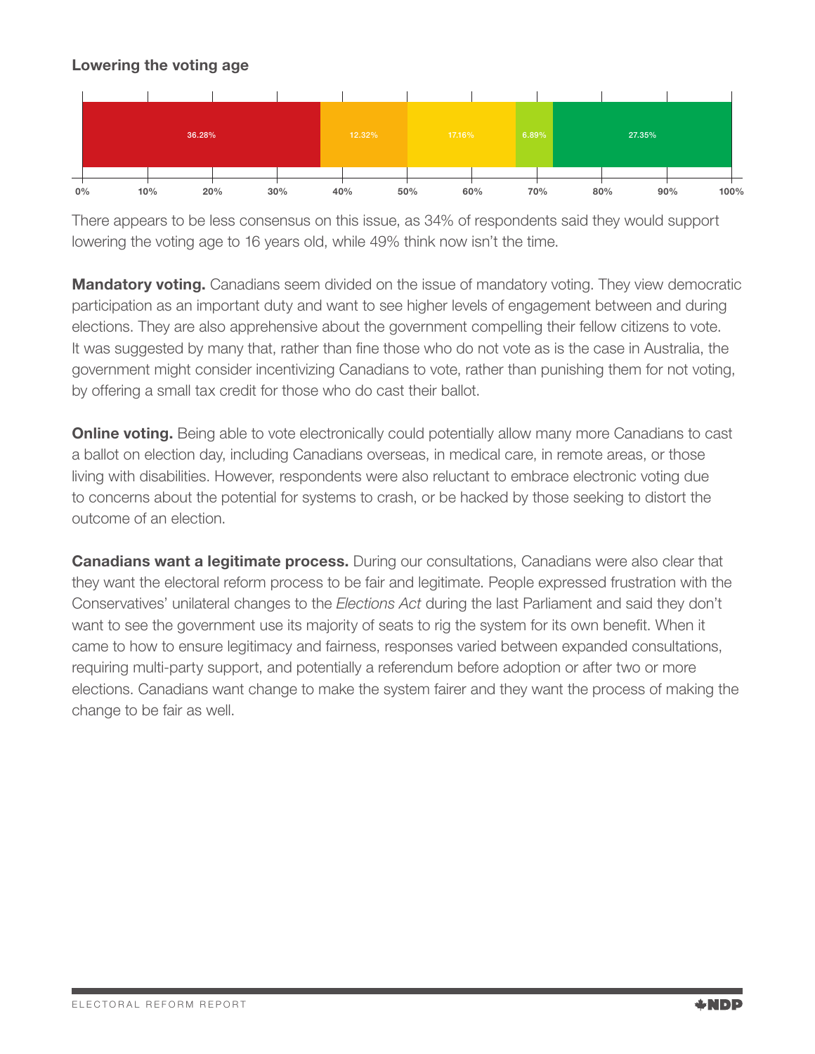**Lowering the voting age**

| 36.28% | 12.32% | 17.16% | 6.89% | 27.35% |
|---|---|---|---|---|

0% 10% 20% 30% 40% 50% 60% 70% 80% 90% 100%

There appears to be less consensus on this issue, as 34% of respondents said they would support lowering the voting age to 16 years old, while 49% think now isn't the time.

**Mandatory voting.** Canadians seem divided on the issue of mandatory voting. They view democratic participation as an important duty and want to see higher levels of engagement between and during elections. They are also apprehensive about the government compelling their fellow citizens to vote. It was suggested by many that, rather than fine those who do not vote as is the case in Australia, the government might consider incentivizing Canadians to vote, rather than punishing them for not voting, by offering a small tax credit for those who do cast their ballot.

**Online voting.** Being able to vote electronically could potentially allow many more Canadians to cast a ballot on election day, including Canadians overseas, in medical care, in remote areas, or those living with disabilities. However, respondents were also reluctant to embrace electronic voting due to concerns about the potential for systems to crash, or be hacked by those seeking to distort the outcome of an election.

**Canadians want a legitimate process.** During our consultations, Canadians were also clear that they want the electoral reform process to be fair and legitimate. People expressed frustration with the Conservatives' unilateral changes to the *Elections Act* during the last Parliament and said they don't want to see the government use its majority of seats to rig the system for its own benefit. When it came to how to ensure legitimacy and fairness, responses varied between expanded consultations, requiring multi-party support, and potentially a referendum before adoption or after two or more elections. Canadians want change to make the system fairer and they want the process of making the change to be fair as well.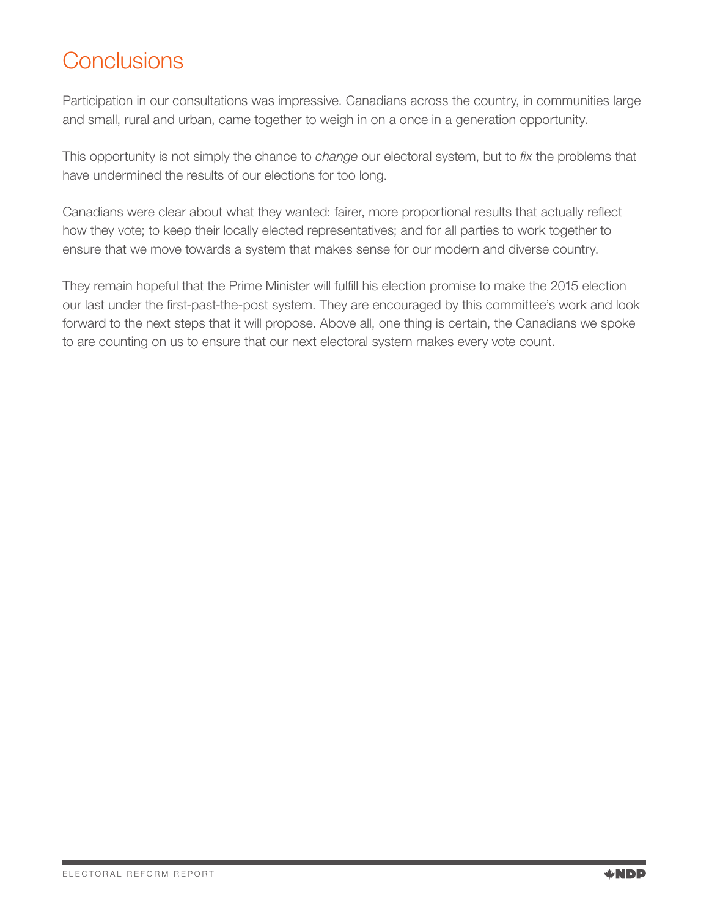# Conclusions

Participation in our consultations was impressive. Canadians across the country, in communities large and small, rural and urban, came together to weigh in on a once in a generation opportunity.

This opportunity is not simply the chance to *change* our electoral system, but to *fix* the problems that have undermined the results of our elections for too long.

Canadians were clear about what they wanted: fairer, more proportional results that actually reflect how they vote; to keep their locally elected representatives; and for all parties to work together to ensure that we move towards a system that makes sense for our modern and diverse country.

They remain hopeful that the Prime Minister will fulfill his election promise to make the 2015 election our last under the first-past-the-post system. They are encouraged by this committee's work and look forward to the next steps that it will propose. Above all, one thing is certain, the Canadians we spoke to are counting on us to ensure that our next electoral system makes every vote count.